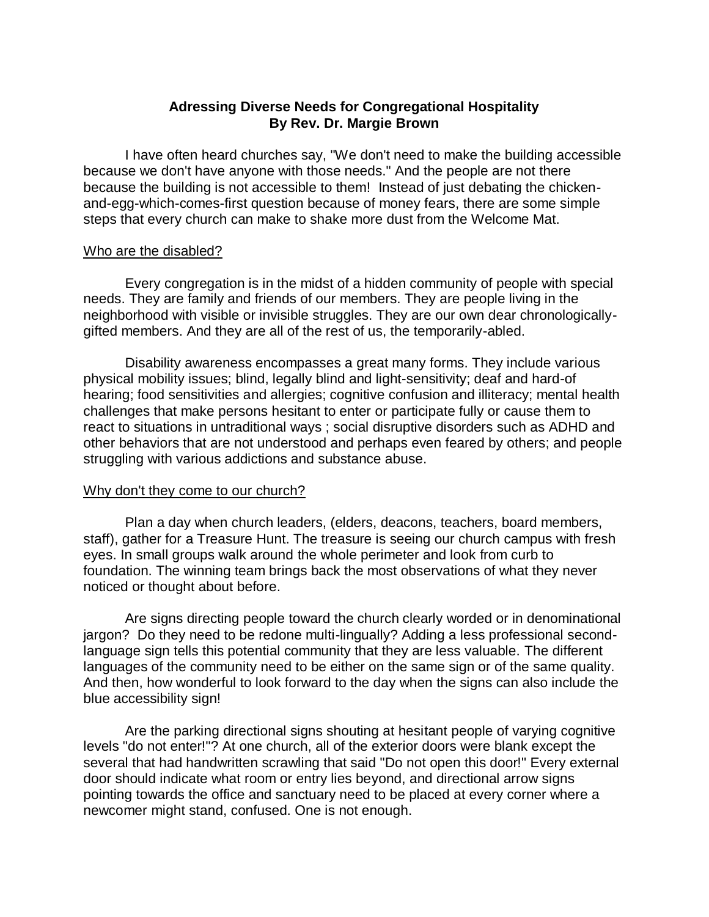**Adressing Diverse Needs for Congregational Hospitality**
**By Rev. Dr. Margie Brown**

I have often heard churches say, "We don't need to make the building accessible because we don't have anyone with those needs." And the people are not there because the building is not accessible to them! Instead of just debating the chicken-and-egg-which-comes-first question because of money fears, there are some simple steps that every church can make to shake more dust from the Welcome Mat.

<u>Who are the disabled?</u>

Every congregation is in the midst of a hidden community of people with special needs. They are family and friends of our members. They are people living in the neighborhood with visible or invisible struggles. They are our own dear chronologically-gifted members. And they are all of the rest of us, the temporarily-abled.

Disability awareness encompasses a great many forms. They include various physical mobility issues; blind, legally blind and light-sensitivity; deaf and hard-of hearing; food sensitivities and allergies; cognitive confusion and illiteracy; mental health challenges that make persons hesitant to enter or participate fully or cause them to react to situations in untraditional ways ; social disruptive disorders such as ADHD and other behaviors that are not understood and perhaps even feared by others; and people struggling with various addictions and substance abuse.

<u>Why don't they come to our church?</u>

Plan a day when church leaders, (elders, deacons, teachers, board members, staff), gather for a Treasure Hunt. The treasure is seeing our church campus with fresh eyes. In small groups walk around the whole perimeter and look from curb to foundation. The winning team brings back the most observations of what they never noticed or thought about before.

Are signs directing people toward the church clearly worded or in denominational jargon? Do they need to be redone multi-lingually? Adding a less professional second-language sign tells this potential community that they are less valuable. The different languages of the community need to be either on the same sign or of the same quality. And then, how wonderful to look forward to the day when the signs can also include the blue accessibility sign!

Are the parking directional signs shouting at hesitant people of varying cognitive levels "do not enter!"? At one church, all of the exterior doors were blank except the several that had handwritten scrawling that said "Do not open this door!" Every external door should indicate what room or entry lies beyond, and directional arrow signs pointing towards the office and sanctuary need to be placed at every corner where a newcomer might stand, confused. One is not enough.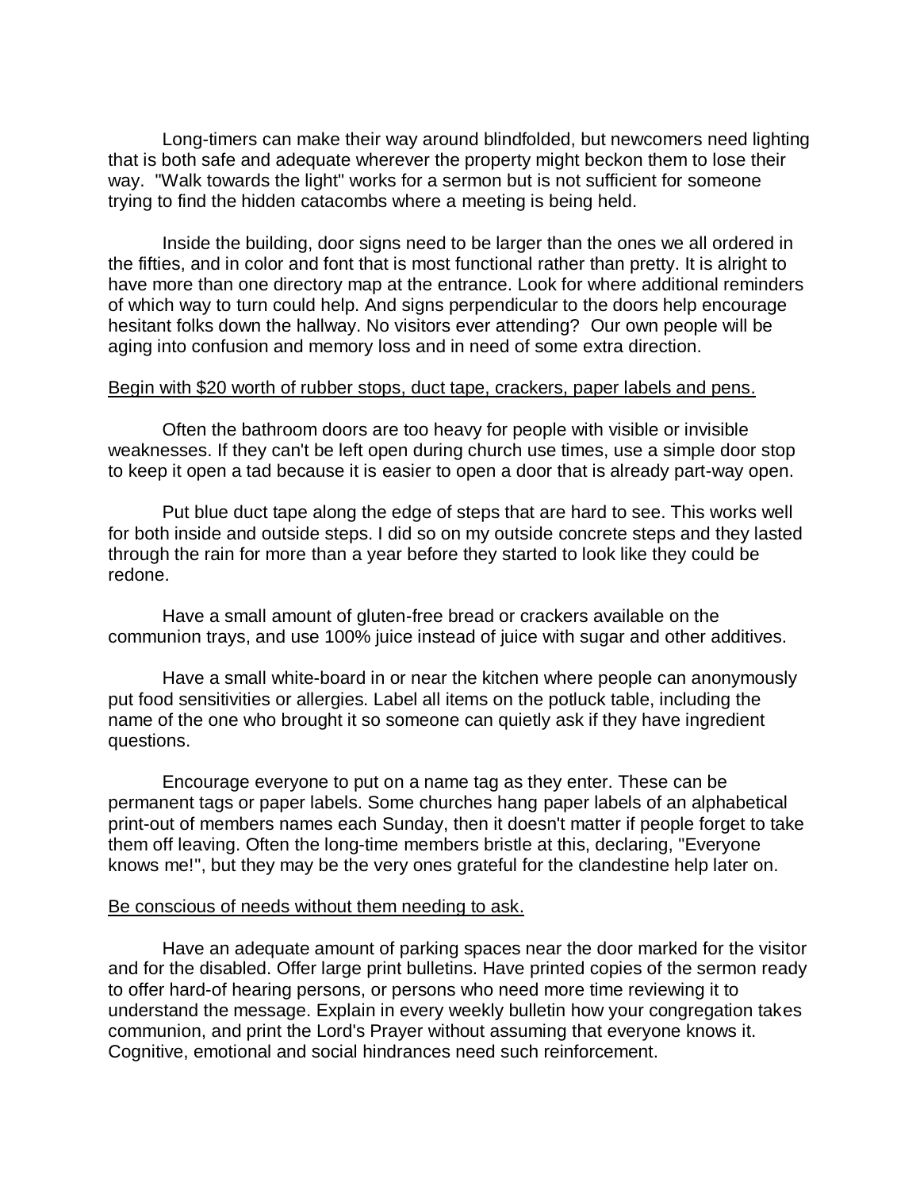Long-timers can make their way around blindfolded, but newcomers need lighting that is both safe and adequate wherever the property might beckon them to lose their way. "Walk towards the light" works for a sermon but is not sufficient for someone trying to find the hidden catacombs where a meeting is being held.

Inside the building, door signs need to be larger than the ones we all ordered in the fifties, and in color and font that is most functional rather than pretty. It is alright to have more than one directory map at the entrance. Look for where additional reminders of which way to turn could help. And signs perpendicular to the doors help encourage hesitant folks down the hallway. No visitors ever attending? Our own people will be aging into confusion and memory loss and in need of some extra direction.

<u>Begin with $20 worth of rubber stops, duct tape, crackers, paper labels and pens.</u>

Often the bathroom doors are too heavy for people with visible or invisible weaknesses. If they can't be left open during church use times, use a simple door stop to keep it open a tad because it is easier to open a door that is already part-way open.

Put blue duct tape along the edge of steps that are hard to see. This works well for both inside and outside steps. I did so on my outside concrete steps and they lasted through the rain for more than a year before they started to look like they could be redone.

Have a small amount of gluten-free bread or crackers available on the communion trays, and use 100% juice instead of juice with sugar and other additives.

Have a small white-board in or near the kitchen where people can anonymously put food sensitivities or allergies. Label all items on the potluck table, including the name of the one who brought it so someone can quietly ask if they have ingredient questions.

Encourage everyone to put on a name tag as they enter. These can be permanent tags or paper labels. Some churches hang paper labels of an alphabetical print-out of members names each Sunday, then it doesn't matter if people forget to take them off leaving. Often the long-time members bristle at this, declaring, "Everyone knows me!", but they may be the very ones grateful for the clandestine help later on.

<u>Be conscious of needs without them needing to ask.</u>

Have an adequate amount of parking spaces near the door marked for the visitor and for the disabled. Offer large print bulletins. Have printed copies of the sermon ready to offer hard-of hearing persons, or persons who need more time reviewing it to understand the message. Explain in every weekly bulletin how your congregation takes communion, and print the Lord's Prayer without assuming that everyone knows it. Cognitive, emotional and social hindrances need such reinforcement.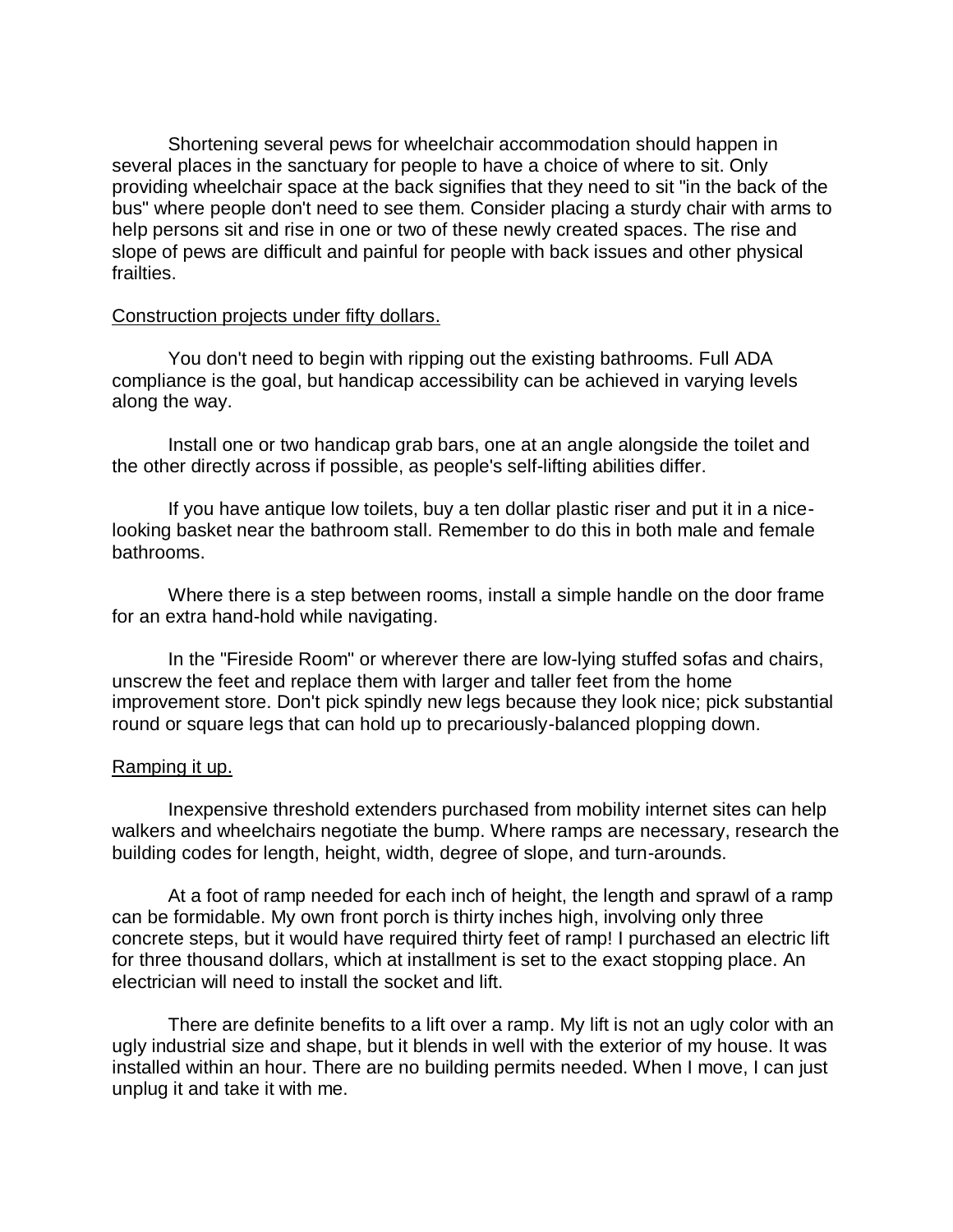Shortening several pews for wheelchair accommodation should happen in several places in the sanctuary for people to have a choice of where to sit. Only providing wheelchair space at the back signifies that they need to sit "in the back of the bus" where people don't need to see them. Consider placing a sturdy chair with arms to help persons sit and rise in one or two of these newly created spaces. The rise and slope of pews are difficult and painful for people with back issues and other physical frailties.

<u>Construction projects under fifty dollars.</u>

You don't need to begin with ripping out the existing bathrooms. Full ADA compliance is the goal, but handicap accessibility can be achieved in varying levels along the way.

Install one or two handicap grab bars, one at an angle alongside the toilet and the other directly across if possible, as people's self-lifting abilities differ.

If you have antique low toilets, buy a ten dollar plastic riser and put it in a nice-looking basket near the bathroom stall. Remember to do this in both male and female bathrooms.

Where there is a step between rooms, install a simple handle on the door frame for an extra hand-hold while navigating.

In the "Fireside Room" or wherever there are low-lying stuffed sofas and chairs, unscrew the feet and replace them with larger and taller feet from the home improvement store. Don't pick spindly new legs because they look nice; pick substantial round or square legs that can hold up to precariously-balanced plopping down.

<u>Ramping it up.</u>

Inexpensive threshold extenders purchased from mobility internet sites can help walkers and wheelchairs negotiate the bump. Where ramps are necessary, research the building codes for length, height, width, degree of slope, and turn-arounds.

At a foot of ramp needed for each inch of height, the length and sprawl of a ramp can be formidable. My own front porch is thirty inches high, involving only three concrete steps, but it would have required thirty feet of ramp! I purchased an electric lift for three thousand dollars, which at installment is set to the exact stopping place. An electrician will need to install the socket and lift.

There are definite benefits to a lift over a ramp. My lift is not an ugly color with an ugly industrial size and shape, but it blends in well with the exterior of my house. It was installed within an hour. There are no building permits needed. When I move, I can just unplug it and take it with me.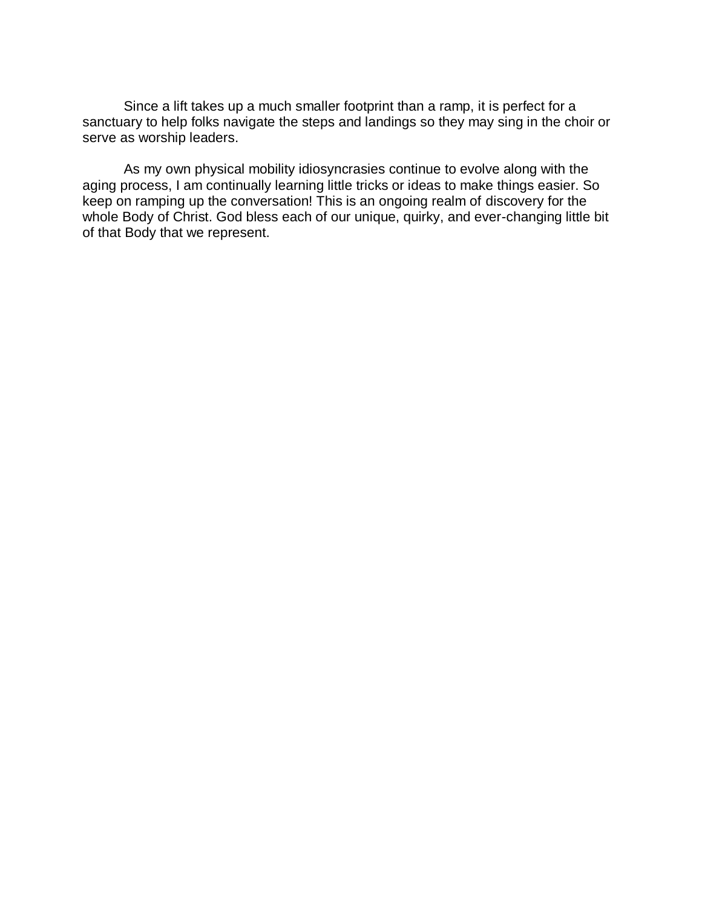Since a lift takes up a much smaller footprint than a ramp, it is perfect for a sanctuary to help folks navigate the steps and landings so they may sing in the choir or serve as worship leaders.

As my own physical mobility idiosyncrasies continue to evolve along with the aging process, I am continually learning little tricks or ideas to make things easier. So keep on ramping up the conversation! This is an ongoing realm of discovery for the whole Body of Christ. God bless each of our unique, quirky, and ever-changing little bit of that Body that we represent.